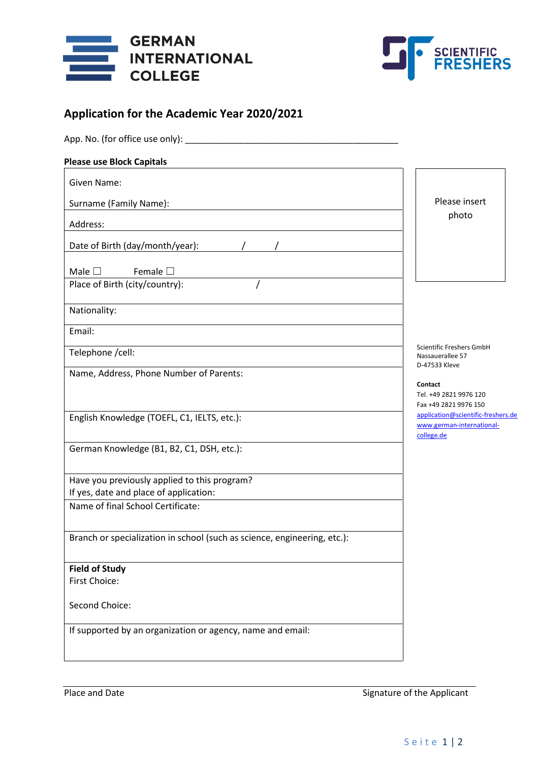GERMAN INTERNATIONAL COLLEGE

SCIENTIFIC FRESHERS

## Application for the Academic Year 2020/2021

App. No. (for office use only): \_\_\_\_\_\_\_\_\_\_\_\_\_\_\_\_\_\_\_\_\_\_\_\_\_\_\_\_\_\_\_\_\_\_\_\_\_\_\_\_\_\_\_\_

**Please use Block Capitals**

| |
|---|
| Given Name:<br><br>Surname (Family Name): |
| Address: |
| Date of Birth (day/month/year): / / |
| Male ☐ Female ☐ |
| Place of Birth (city/country): / |
| Nationality: |
| Email: |
| Telephone /cell: |
| Name, Address, Phone Number of Parents: |
| English Knowledge (TOEFL, C1, IELTS, etc.): |
| German Knowledge (B1, B2, C1, DSH, etc.): |
| Have you previously applied to this program?<br>If yes, date and place of application: |
| Name of final School Certificate: |
| Branch or specialization in school (such as science, engineering, etc.): |
| **Field of Study**<br>First Choice:<br><br>Second Choice: |
| If supported by an organization or agency, name and email: |

Please insert photo

Scientific Freshers GmbH
Nassauerallee 57
D-47533 Kleve

**Contact**
Tel. +49 2821 9976 120
Fax +49 2821 9976 150
application@scientific-freshers.de
www.german-international-college.de

Place and Date

Signature of the Applicant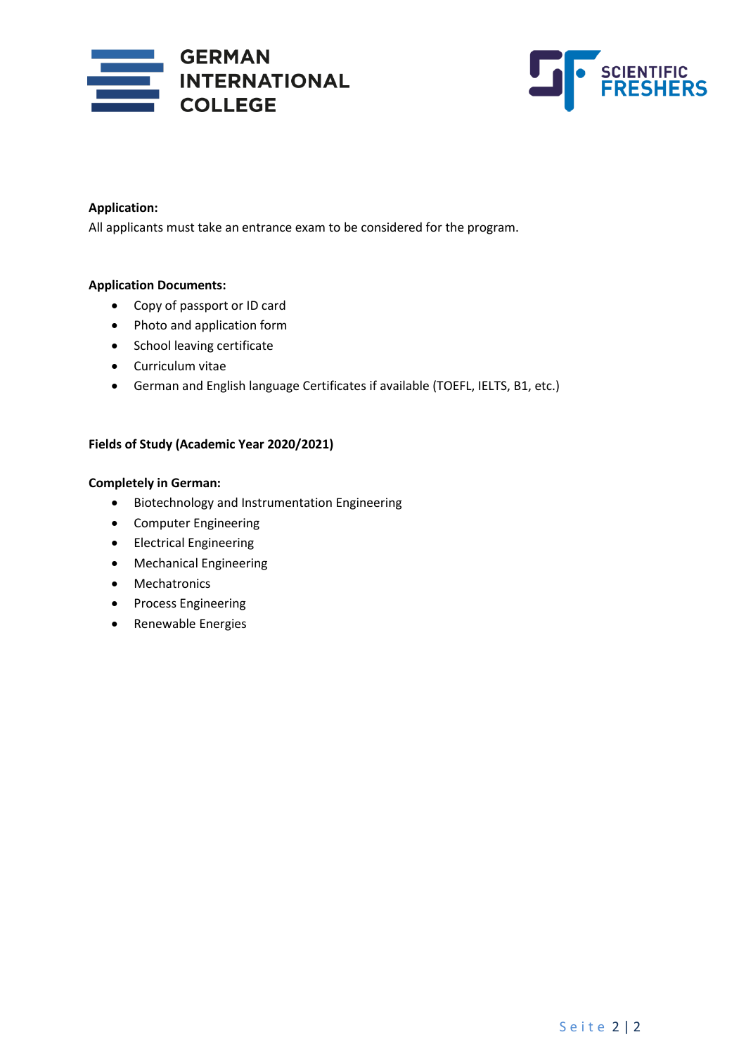**Application:**

All applicants must take an entrance exam to be considered for the program.

**Application Documents:**

- Copy of passport or ID card
- Photo and application form
- School leaving certificate
- Curriculum vitae
- German and English language Certificates if available (TOEFL, IELTS, B1, etc.)

**Fields of Study (Academic Year 2020/2021)**

**Completely in German:**

- Biotechnology and Instrumentation Engineering
- Computer Engineering
- Electrical Engineering
- Mechanical Engineering
- Mechatronics
- Process Engineering
- Renewable Energies